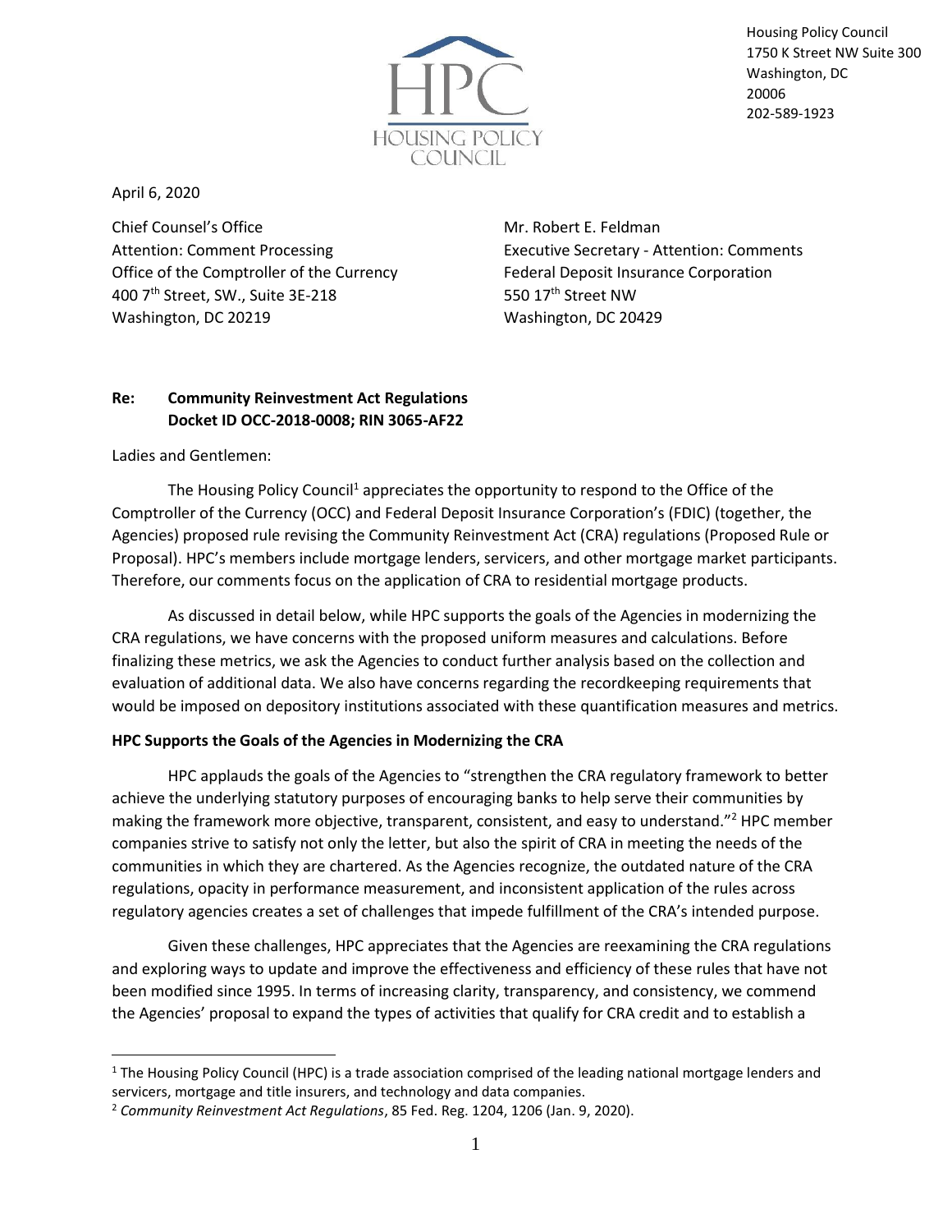Housing Policy Council
1750 K Street NW Suite 300
Washington, DC
20006
202-589-1923

April 6, 2020

Chief Counsel's Office
Attention: Comment Processing
Office of the Comptroller of the Currency
400 7th Street, SW., Suite 3E-218
Washington, DC 20219

Mr. Robert E. Feldman
Executive Secretary - Attention: Comments
Federal Deposit Insurance Corporation
550 17th Street NW
Washington, DC 20429

**Re: Community Reinvestment Act Regulations**
**Docket ID OCC-2018-0008; RIN 3065-AF22**

Ladies and Gentlemen:

The Housing Policy Council[1] appreciates the opportunity to respond to the Office of the Comptroller of the Currency (OCC) and Federal Deposit Insurance Corporation's (FDIC) (together, the Agencies) proposed rule revising the Community Reinvestment Act (CRA) regulations (Proposed Rule or Proposal). HPC's members include mortgage lenders, servicers, and other mortgage market participants. Therefore, our comments focus on the application of CRA to residential mortgage products.

As discussed in detail below, while HPC supports the goals of the Agencies in modernizing the CRA regulations, we have concerns with the proposed uniform measures and calculations. Before finalizing these metrics, we ask the Agencies to conduct further analysis based on the collection and evaluation of additional data. We also have concerns regarding the recordkeeping requirements that would be imposed on depository institutions associated with these quantification measures and metrics.

**HPC Supports the Goals of the Agencies in Modernizing the CRA**

HPC applauds the goals of the Agencies to "strengthen the CRA regulatory framework to better achieve the underlying statutory purposes of encouraging banks to help serve their communities by making the framework more objective, transparent, consistent, and easy to understand."[2] HPC member companies strive to satisfy not only the letter, but also the spirit of CRA in meeting the needs of the communities in which they are chartered. As the Agencies recognize, the outdated nature of the CRA regulations, opacity in performance measurement, and inconsistent application of the rules across regulatory agencies creates a set of challenges that impede fulfillment of the CRA's intended purpose.

Given these challenges, HPC appreciates that the Agencies are reexamining the CRA regulations and exploring ways to update and improve the effectiveness and efficiency of these rules that have not been modified since 1995. In terms of increasing clarity, transparency, and consistency, we commend the Agencies' proposal to expand the types of activities that qualify for CRA credit and to establish a

[1] The Housing Policy Council (HPC) is a trade association comprised of the leading national mortgage lenders and servicers, mortgage and title insurers, and technology and data companies.

[2] *Community Reinvestment Act Regulations*, 85 Fed. Reg. 1204, 1206 (Jan. 9, 2020).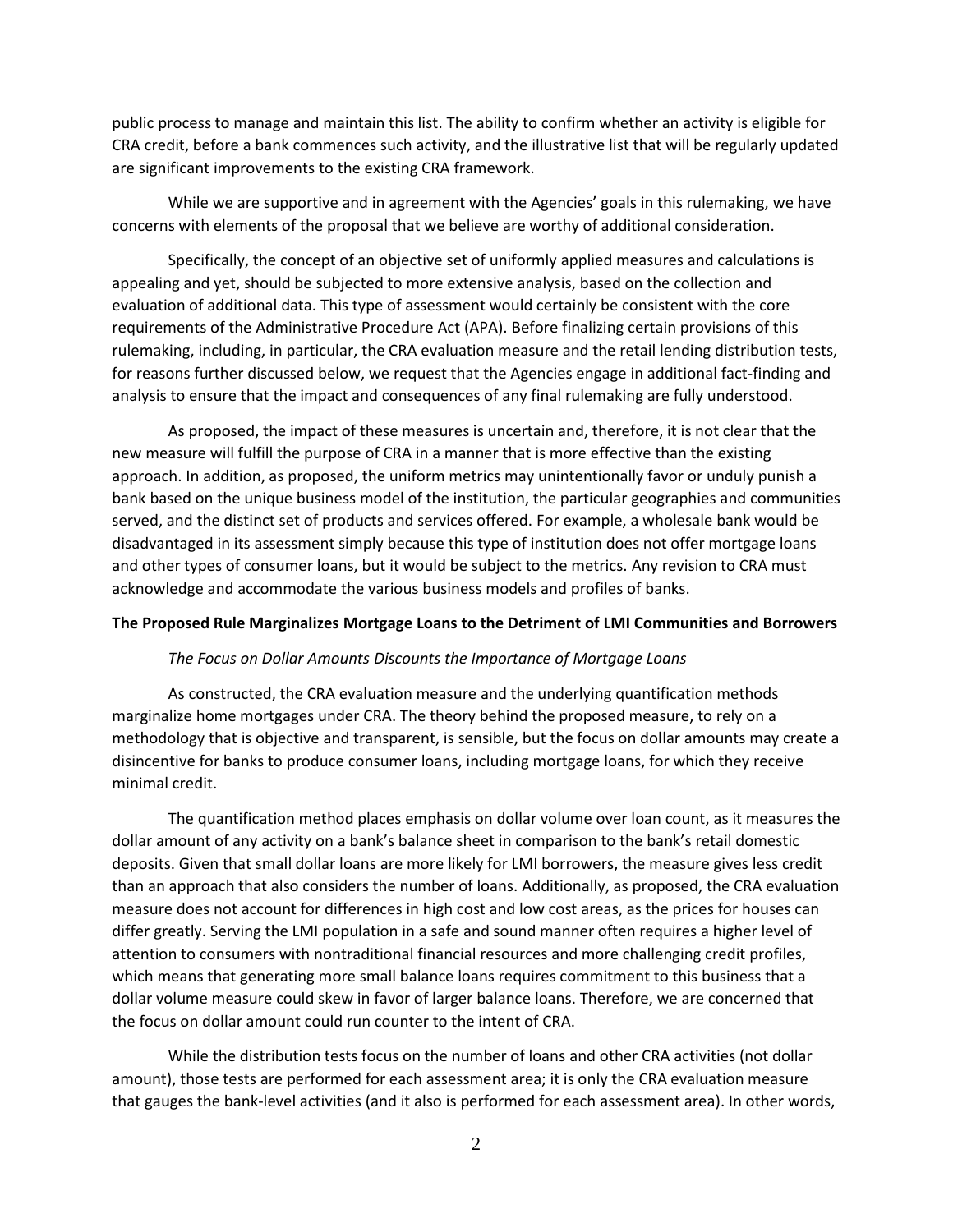public process to manage and maintain this list. The ability to confirm whether an activity is eligible for CRA credit, before a bank commences such activity, and the illustrative list that will be regularly updated are significant improvements to the existing CRA framework.

While we are supportive and in agreement with the Agencies' goals in this rulemaking, we have concerns with elements of the proposal that we believe are worthy of additional consideration.

Specifically, the concept of an objective set of uniformly applied measures and calculations is appealing and yet, should be subjected to more extensive analysis, based on the collection and evaluation of additional data. This type of assessment would certainly be consistent with the core requirements of the Administrative Procedure Act (APA). Before finalizing certain provisions of this rulemaking, including, in particular, the CRA evaluation measure and the retail lending distribution tests, for reasons further discussed below, we request that the Agencies engage in additional fact-finding and analysis to ensure that the impact and consequences of any final rulemaking are fully understood.

As proposed, the impact of these measures is uncertain and, therefore, it is not clear that the new measure will fulfill the purpose of CRA in a manner that is more effective than the existing approach. In addition, as proposed, the uniform metrics may unintentionally favor or unduly punish a bank based on the unique business model of the institution, the particular geographies and communities served, and the distinct set of products and services offered. For example, a wholesale bank would be disadvantaged in its assessment simply because this type of institution does not offer mortgage loans and other types of consumer loans, but it would be subject to the metrics. Any revision to CRA must acknowledge and accommodate the various business models and profiles of banks.

**The Proposed Rule Marginalizes Mortgage Loans to the Detriment of LMI Communities and Borrowers**

*The Focus on Dollar Amounts Discounts the Importance of Mortgage Loans*

As constructed, the CRA evaluation measure and the underlying quantification methods marginalize home mortgages under CRA. The theory behind the proposed measure, to rely on a methodology that is objective and transparent, is sensible, but the focus on dollar amounts may create a disincentive for banks to produce consumer loans, including mortgage loans, for which they receive minimal credit.

The quantification method places emphasis on dollar volume over loan count, as it measures the dollar amount of any activity on a bank's balance sheet in comparison to the bank's retail domestic deposits. Given that small dollar loans are more likely for LMI borrowers, the measure gives less credit than an approach that also considers the number of loans. Additionally, as proposed, the CRA evaluation measure does not account for differences in high cost and low cost areas, as the prices for houses can differ greatly. Serving the LMI population in a safe and sound manner often requires a higher level of attention to consumers with nontraditional financial resources and more challenging credit profiles, which means that generating more small balance loans requires commitment to this business that a dollar volume measure could skew in favor of larger balance loans. Therefore, we are concerned that the focus on dollar amount could run counter to the intent of CRA.

While the distribution tests focus on the number of loans and other CRA activities (not dollar amount), those tests are performed for each assessment area; it is only the CRA evaluation measure that gauges the bank-level activities (and it also is performed for each assessment area). In other words,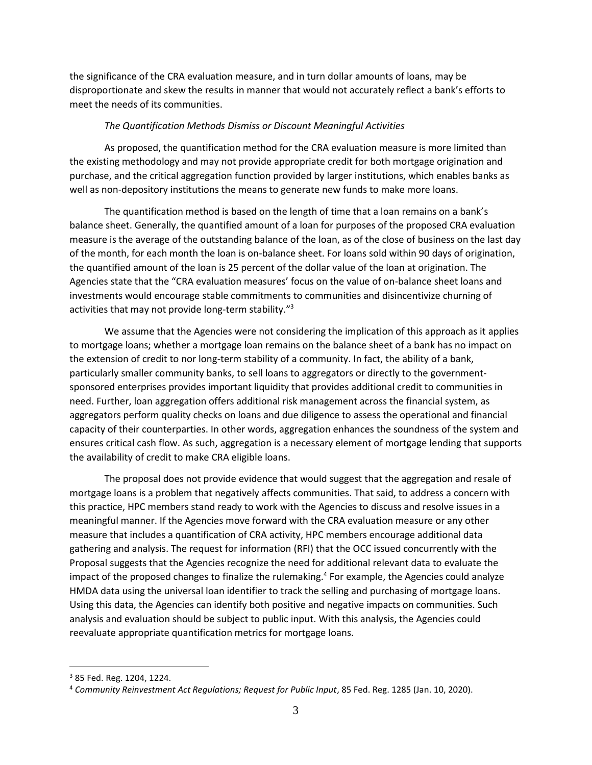the significance of the CRA evaluation measure, and in turn dollar amounts of loans, may be disproportionate and skew the results in manner that would not accurately reflect a bank's efforts to meet the needs of its communities.

*The Quantification Methods Dismiss or Discount Meaningful Activities*

As proposed, the quantification method for the CRA evaluation measure is more limited than the existing methodology and may not provide appropriate credit for both mortgage origination and purchase, and the critical aggregation function provided by larger institutions, which enables banks as well as non-depository institutions the means to generate new funds to make more loans.

The quantification method is based on the length of time that a loan remains on a bank's balance sheet. Generally, the quantified amount of a loan for purposes of the proposed CRA evaluation measure is the average of the outstanding balance of the loan, as of the close of business on the last day of the month, for each month the loan is on-balance sheet. For loans sold within 90 days of origination, the quantified amount of the loan is 25 percent of the dollar value of the loan at origination. The Agencies state that the "CRA evaluation measures' focus on the value of on-balance sheet loans and investments would encourage stable commitments to communities and disincentivize churning of activities that may not provide long-term stability."[3]

We assume that the Agencies were not considering the implication of this approach as it applies to mortgage loans; whether a mortgage loan remains on the balance sheet of a bank has no impact on the extension of credit to nor long-term stability of a community. In fact, the ability of a bank, particularly smaller community banks, to sell loans to aggregators or directly to the government-sponsored enterprises provides important liquidity that provides additional credit to communities in need. Further, loan aggregation offers additional risk management across the financial system, as aggregators perform quality checks on loans and due diligence to assess the operational and financial capacity of their counterparties. In other words, aggregation enhances the soundness of the system and ensures critical cash flow. As such, aggregation is a necessary element of mortgage lending that supports the availability of credit to make CRA eligible loans.

The proposal does not provide evidence that would suggest that the aggregation and resale of mortgage loans is a problem that negatively affects communities. That said, to address a concern with this practice, HPC members stand ready to work with the Agencies to discuss and resolve issues in a meaningful manner. If the Agencies move forward with the CRA evaluation measure or any other measure that includes a quantification of CRA activity, HPC members encourage additional data gathering and analysis. The request for information (RFI) that the OCC issued concurrently with the Proposal suggests that the Agencies recognize the need for additional relevant data to evaluate the impact of the proposed changes to finalize the rulemaking.[4] For example, the Agencies could analyze HMDA data using the universal loan identifier to track the selling and purchasing of mortgage loans. Using this data, the Agencies can identify both positive and negative impacts on communities. Such analysis and evaluation should be subject to public input. With this analysis, the Agencies could reevaluate appropriate quantification metrics for mortgage loans.

---

[3] 85 Fed. Reg. 1204, 1224.

[4] *Community Reinvestment Act Regulations; Request for Public Input*, 85 Fed. Reg. 1285 (Jan. 10, 2020).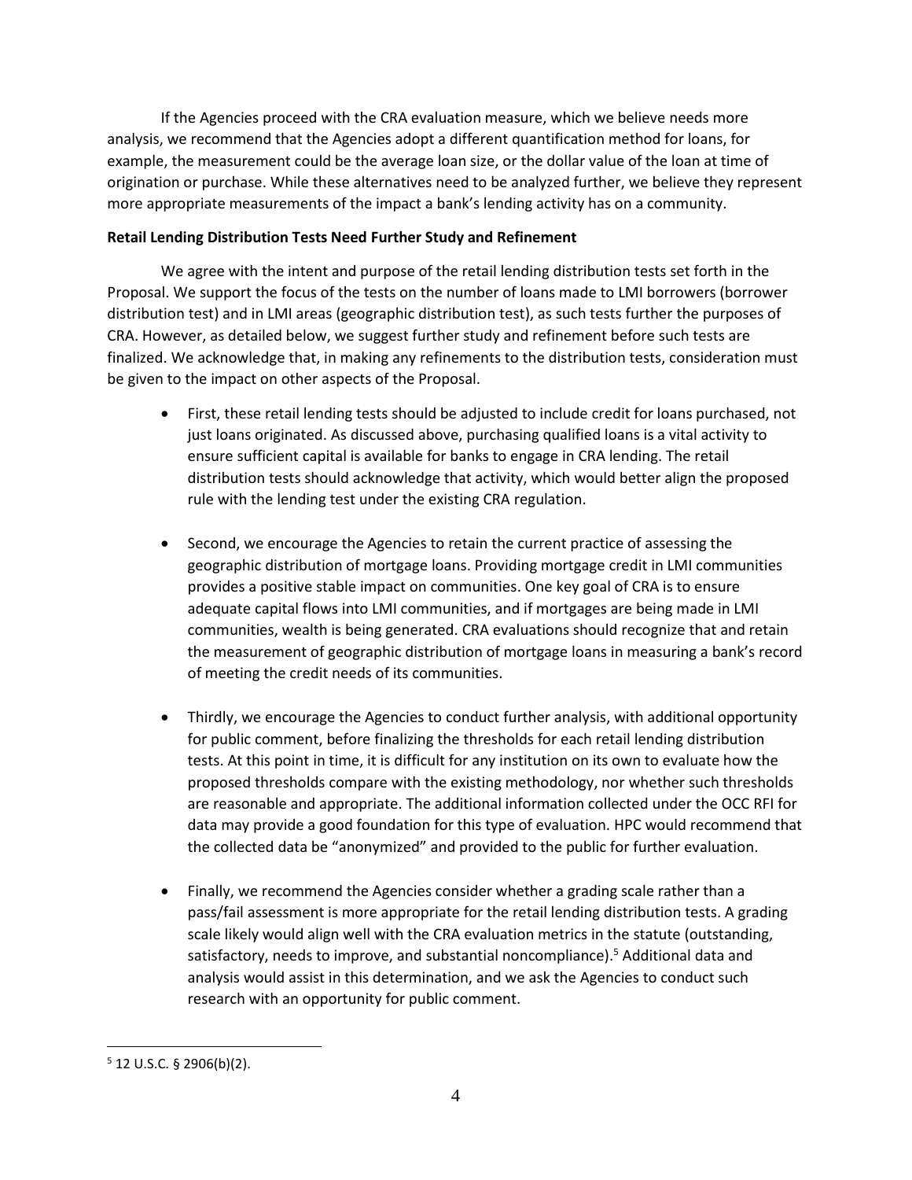If the Agencies proceed with the CRA evaluation measure, which we believe needs more analysis, we recommend that the Agencies adopt a different quantification method for loans, for example, the measurement could be the average loan size, or the dollar value of the loan at time of origination or purchase. While these alternatives need to be analyzed further, we believe they represent more appropriate measurements of the impact a bank's lending activity has on a community.

**Retail Lending Distribution Tests Need Further Study and Refinement**

We agree with the intent and purpose of the retail lending distribution tests set forth in the Proposal. We support the focus of the tests on the number of loans made to LMI borrowers (borrower distribution test) and in LMI areas (geographic distribution test), as such tests further the purposes of CRA. However, as detailed below, we suggest further study and refinement before such tests are finalized. We acknowledge that, in making any refinements to the distribution tests, consideration must be given to the impact on other aspects of the Proposal.

- First, these retail lending tests should be adjusted to include credit for loans purchased, not just loans originated. As discussed above, purchasing qualified loans is a vital activity to ensure sufficient capital is available for banks to engage in CRA lending. The retail distribution tests should acknowledge that activity, which would better align the proposed rule with the lending test under the existing CRA regulation.

- Second, we encourage the Agencies to retain the current practice of assessing the geographic distribution of mortgage loans. Providing mortgage credit in LMI communities provides a positive stable impact on communities. One key goal of CRA is to ensure adequate capital flows into LMI communities, and if mortgages are being made in LMI communities, wealth is being generated. CRA evaluations should recognize that and retain the measurement of geographic distribution of mortgage loans in measuring a bank's record of meeting the credit needs of its communities.

- Thirdly, we encourage the Agencies to conduct further analysis, with additional opportunity for public comment, before finalizing the thresholds for each retail lending distribution tests. At this point in time, it is difficult for any institution on its own to evaluate how the proposed thresholds compare with the existing methodology, nor whether such thresholds are reasonable and appropriate. The additional information collected under the OCC RFI for data may provide a good foundation for this type of evaluation. HPC would recommend that the collected data be "anonymized" and provided to the public for further evaluation.

- Finally, we recommend the Agencies consider whether a grading scale rather than a pass/fail assessment is more appropriate for the retail lending distribution tests. A grading scale likely would align well with the CRA evaluation metrics in the statute (outstanding, satisfactory, needs to improve, and substantial noncompliance).[5] Additional data and analysis would assist in this determination, and we ask the Agencies to conduct such research with an opportunity for public comment.

[5] 12 U.S.C. § 2906(b)(2).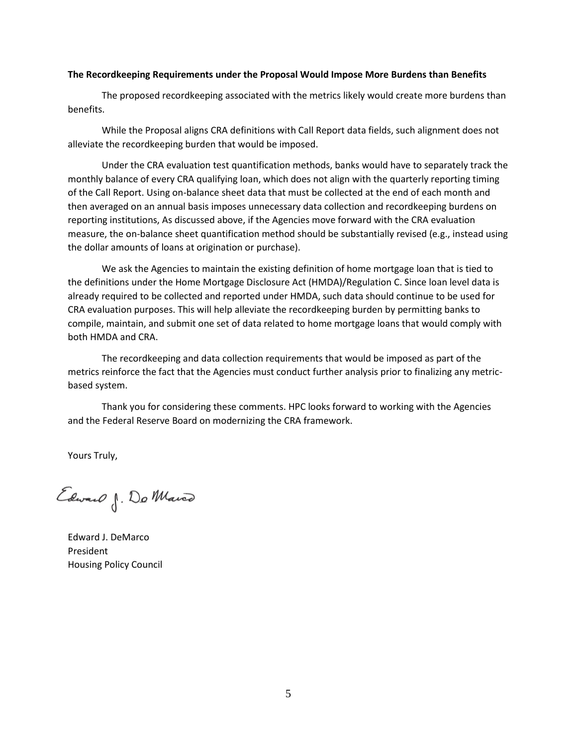**The Recordkeeping Requirements under the Proposal Would Impose More Burdens than Benefits**

The proposed recordkeeping associated with the metrics likely would create more burdens than benefits.

While the Proposal aligns CRA definitions with Call Report data fields, such alignment does not alleviate the recordkeeping burden that would be imposed.

Under the CRA evaluation test quantification methods, banks would have to separately track the monthly balance of every CRA qualifying loan, which does not align with the quarterly reporting timing of the Call Report. Using on-balance sheet data that must be collected at the end of each month and then averaged on an annual basis imposes unnecessary data collection and recordkeeping burdens on reporting institutions, As discussed above, if the Agencies move forward with the CRA evaluation measure, the on-balance sheet quantification method should be substantially revised (e.g., instead using the dollar amounts of loans at origination or purchase).

We ask the Agencies to maintain the existing definition of home mortgage loan that is tied to the definitions under the Home Mortgage Disclosure Act (HMDA)/Regulation C. Since loan level data is already required to be collected and reported under HMDA, such data should continue to be used for CRA evaluation purposes. This will help alleviate the recordkeeping burden by permitting banks to compile, maintain, and submit one set of data related to home mortgage loans that would comply with both HMDA and CRA.

The recordkeeping and data collection requirements that would be imposed as part of the metrics reinforce the fact that the Agencies must conduct further analysis prior to finalizing any metric-based system.

Thank you for considering these comments. HPC looks forward to working with the Agencies and the Federal Reserve Board on modernizing the CRA framework.

Yours Truly,

Edward J. DeMarco

Edward J. DeMarco
President
Housing Policy Council